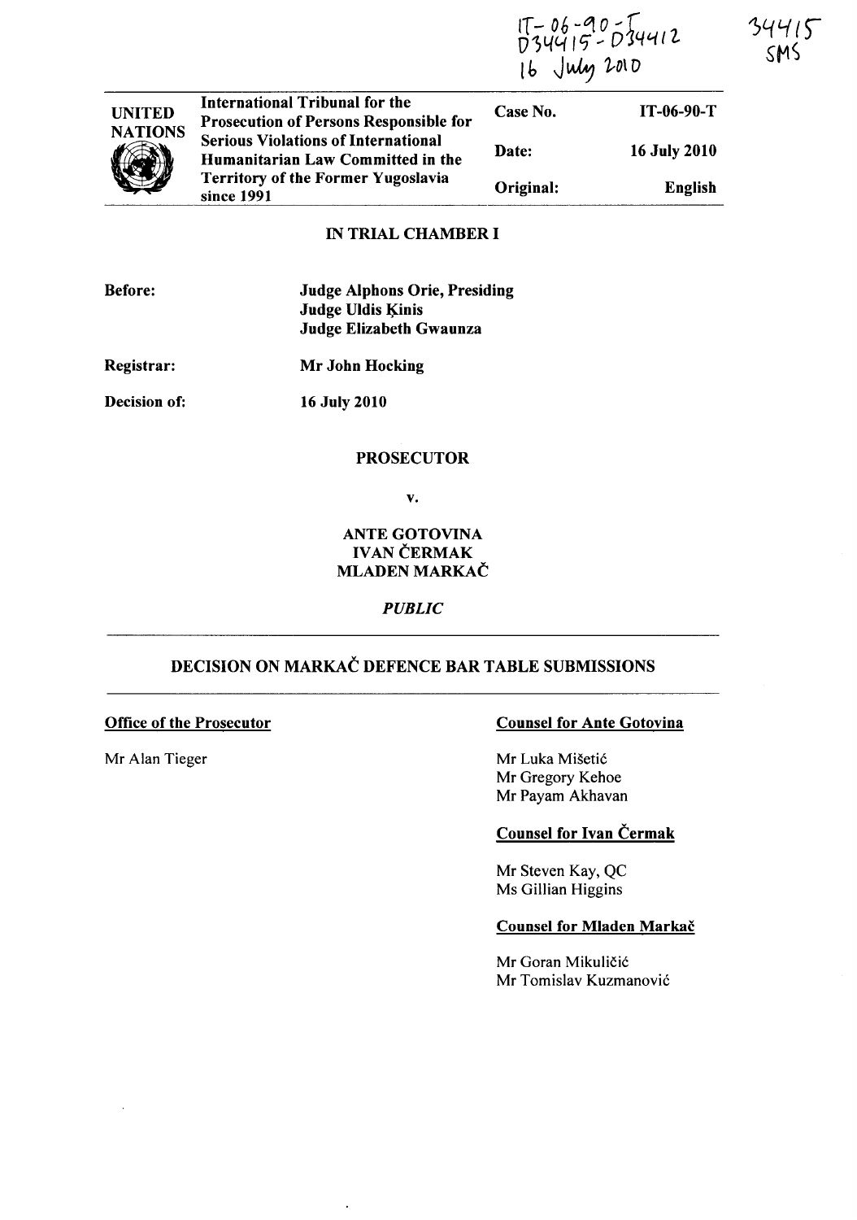IT-06-90-T
D34415 - D34412
16 July 2010

34415
SMS

| UNITED NATIONS | International Tribunal for the Prosecution of Persons Responsible for Serious Violations of International Humanitarian Law Committed in the Territory of the Former Yugoslavia since 1991 | Case No. | IT-06-90-T |
|---|---|---|---|
| | | Date: | 16 July 2010 |
| | | Original: | English |

**IN TRIAL CHAMBER I**

**Before:** **Judge Alphons Orie, Presiding**
**Judge Uldis Ķinis**
**Judge Elizabeth Gwaunza**

**Registrar:** **Mr John Hocking**

**Decision of:** **16 July 2010**

**PROSECUTOR**

**v.**

**ANTE GOTOVINA**
**IVAN ČERMAK**
**MLADEN MARKAČ**

***PUBLIC***

## DECISION ON MARKAČ DEFENCE BAR TABLE SUBMISSIONS

**Office of the Prosecutor**

Mr Alan Tieger

**Counsel for Ante Gotovina**

Mr Luka Mišetić
Mr Gregory Kehoe
Mr Payam Akhavan

**Counsel for Ivan Čermak**

Mr Steven Kay, QC
Ms Gillian Higgins

**Counsel for Mladen Markač**

Mr Goran Mikuličić
Mr Tomislav Kuzmanović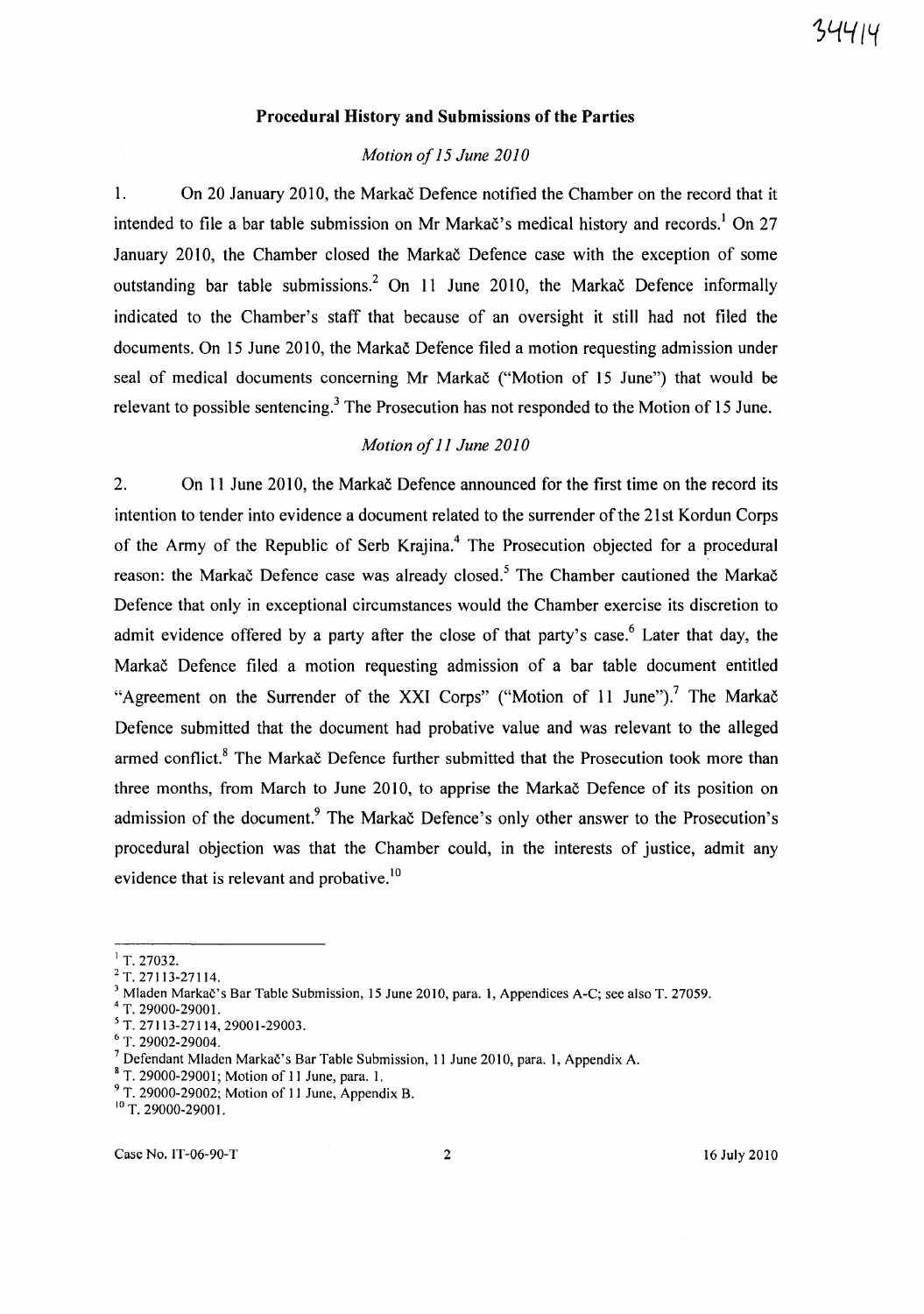## Procedural History and Submissions of the Parties

*Motion of 15 June 2010*

1. On 20 January 2010, the Markač Defence notified the Chamber on the record that it intended to file a bar table submission on Mr Markač's medical history and records.[1] On 27 January 2010, the Chamber closed the Markač Defence case with the exception of some outstanding bar table submissions.[2] On 11 June 2010, the Markač Defence informally indicated to the Chamber's staff that because of an oversight it still had not filed the documents. On 15 June 2010, the Markač Defence filed a motion requesting admission under seal of medical documents concerning Mr Markač ("Motion of 15 June") that would be relevant to possible sentencing.[3] The Prosecution has not responded to the Motion of 15 June.

*Motion of 11 June 2010*

2. On 11 June 2010, the Markač Defence announced for the first time on the record its intention to tender into evidence a document related to the surrender of the 21st Kordun Corps of the Army of the Republic of Serb Krajina.[4] The Prosecution objected for a procedural reason: the Markač Defence case was already closed.[5] The Chamber cautioned the Markač Defence that only in exceptional circumstances would the Chamber exercise its discretion to admit evidence offered by a party after the close of that party's case.[6] Later that day, the Markač Defence filed a motion requesting admission of a bar table document entitled "Agreement on the Surrender of the XXI Corps" ("Motion of 11 June").[7] The Markač Defence submitted that the document had probative value and was relevant to the alleged armed conflict.[8] The Markač Defence further submitted that the Prosecution took more than three months, from March to June 2010, to apprise the Markač Defence of its position on admission of the document.[9] The Markač Defence's only other answer to the Prosecution's procedural objection was that the Chamber could, in the interests of justice, admit any evidence that is relevant and probative.[10]

---

[1] T. 27032.
[2] T. 27113-27114.
[3] Mladen Markač's Bar Table Submission, 15 June 2010, para. 1, Appendices A-C; see also T. 27059.
[4] T. 29000-29001.
[5] T. 27113-27114, 29001-29003.
[6] T. 29002-29004.
[7] Defendant Mladen Markač's Bar Table Submission, 11 June 2010, para. 1, Appendix A.
[8] T. 29000-29001; Motion of 11 June, para. 1.
[9] T. 29000-29002; Motion of 11 June, Appendix B.
[10] T. 29000-29001.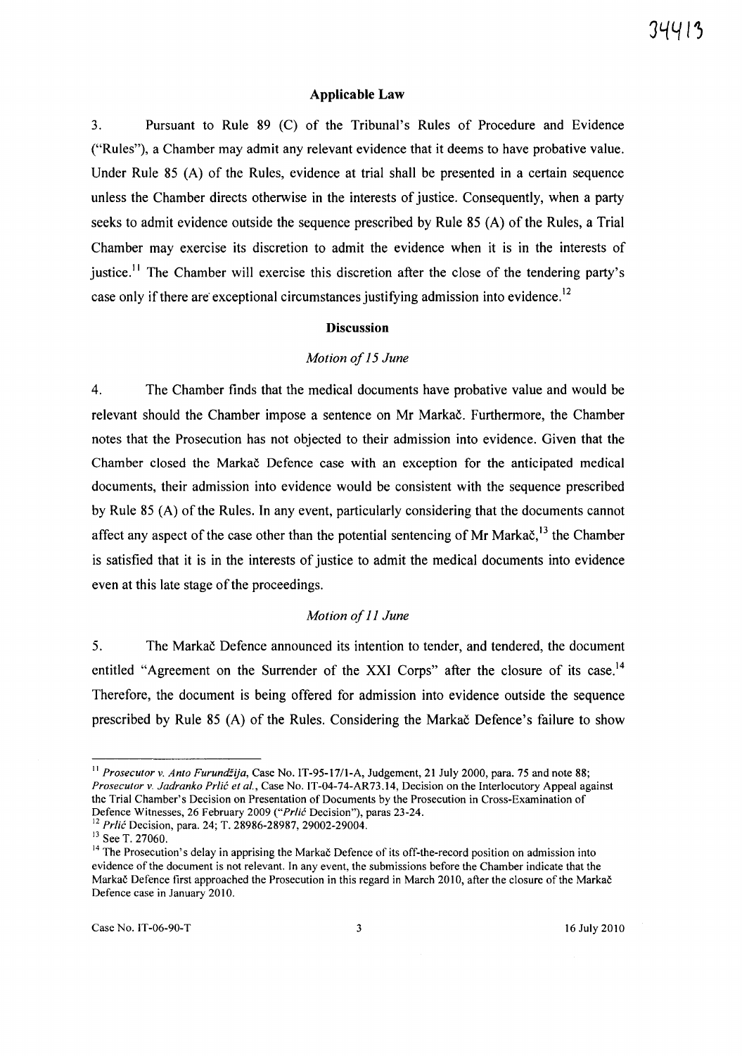## Applicable Law

3. Pursuant to Rule 89 (C) of the Tribunal's Rules of Procedure and Evidence ("Rules"), a Chamber may admit any relevant evidence that it deems to have probative value. Under Rule 85 (A) of the Rules, evidence at trial shall be presented in a certain sequence unless the Chamber directs otherwise in the interests of justice. Consequently, when a party seeks to admit evidence outside the sequence prescribed by Rule 85 (A) of the Rules, a Trial Chamber may exercise its discretion to admit the evidence when it is in the interests of justice.[11] The Chamber will exercise this discretion after the close of the tendering party's case only if there are exceptional circumstances justifying admission into evidence.[12]

## Discussion

### *Motion of 15 June*

4. The Chamber finds that the medical documents have probative value and would be relevant should the Chamber impose a sentence on Mr Markač. Furthermore, the Chamber notes that the Prosecution has not objected to their admission into evidence. Given that the Chamber closed the Markač Defence case with an exception for the anticipated medical documents, their admission into evidence would be consistent with the sequence prescribed by Rule 85 (A) of the Rules. In any event, particularly considering that the documents cannot affect any aspect of the case other than the potential sentencing of Mr Markač,[13] the Chamber is satisfied that it is in the interests of justice to admit the medical documents into evidence even at this late stage of the proceedings.

### *Motion of 11 June*

5. The Markač Defence announced its intention to tender, and tendered, the document entitled "Agreement on the Surrender of the XXI Corps" after the closure of its case.[14] Therefore, the document is being offered for admission into evidence outside the sequence prescribed by Rule 85 (A) of the Rules. Considering the Markač Defence's failure to show

---

[11] *Prosecutor v. Anto Furundžija*, Case No. IT-95-17/1-A, Judgement, 21 July 2000, para. 75 and note 88; *Prosecutor v. Jadranko Prlić et al.*, Case No. IT-04-74-AR73.14, Decision on the Interlocutory Appeal against the Trial Chamber's Decision on Presentation of Documents by the Prosecution in Cross-Examination of Defence Witnesses, 26 February 2009 ("*Prlić* Decision"), paras 23-24.

[12] *Prlić* Decision, para. 24; T. 28986-28987, 29002-29004.

[13] See T. 27060.

[14] The Prosecution's delay in apprising the Markač Defence of its off-the-record position on admission into evidence of the document is not relevant. In any event, the submissions before the Chamber indicate that the Markač Defence first approached the Prosecution in this regard in March 2010, after the closure of the Markač Defence case in January 2010.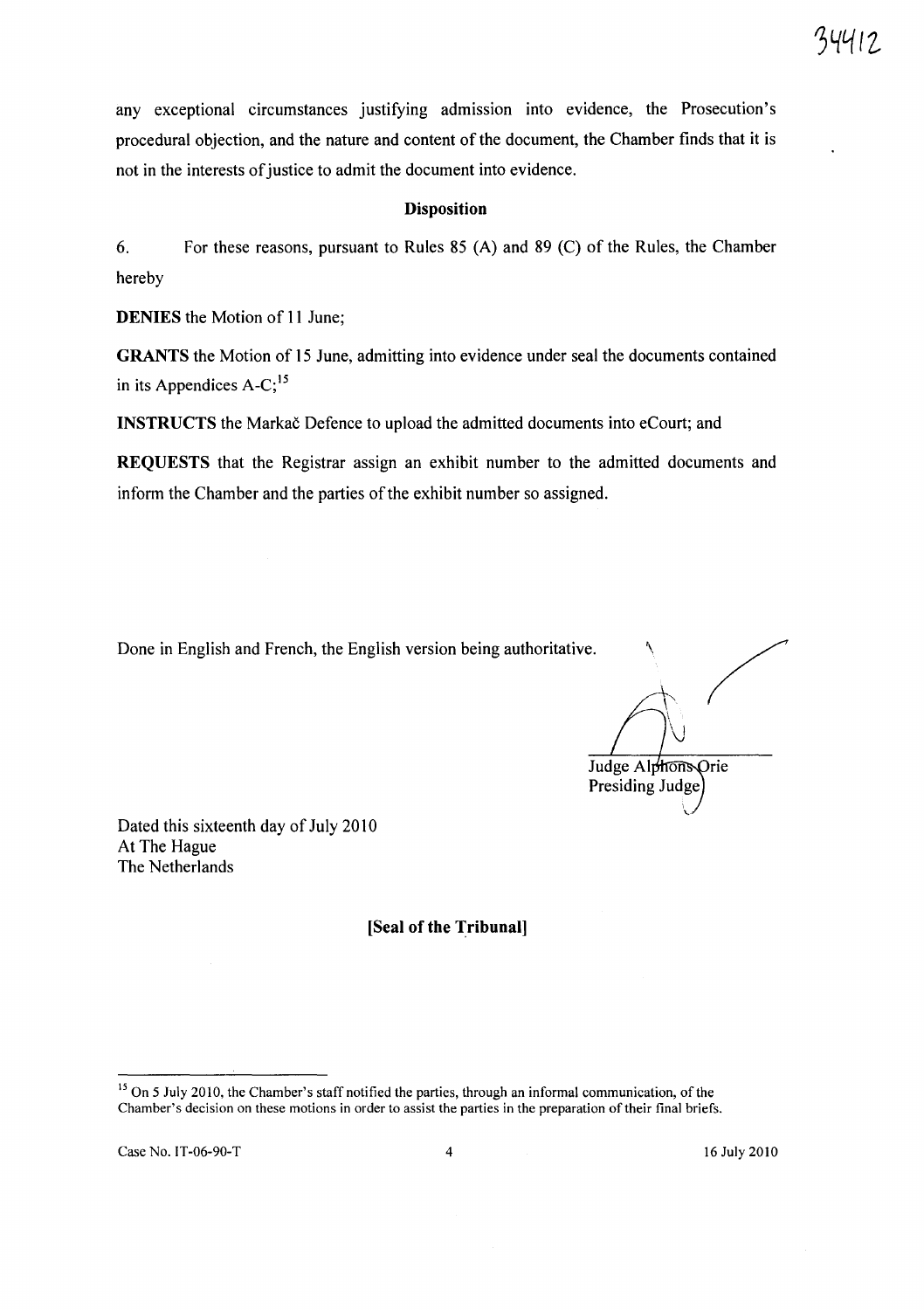any exceptional circumstances justifying admission into evidence, the Prosecution's procedural objection, and the nature and content of the document, the Chamber finds that it is not in the interests of justice to admit the document into evidence.

### Disposition

6. For these reasons, pursuant to Rules 85 (A) and 89 (C) of the Rules, the Chamber hereby

**DENIES** the Motion of 11 June;

**GRANTS** the Motion of 15 June, admitting into evidence under seal the documents contained in its Appendices A-C;[15]

**INSTRUCTS** the Markač Defence to upload the admitted documents into eCourt; and

**REQUESTS** that the Registrar assign an exhibit number to the admitted documents and inform the Chamber and the parties of the exhibit number so assigned.

Done in English and French, the English version being authoritative.

Judge Alphons Orie
Presiding Judge

Dated this sixteenth day of July 2010
At The Hague
The Netherlands

**[Seal of the Tribunal]**

---

[15] On 5 July 2010, the Chamber's staff notified the parties, through an informal communication, of the Chamber's decision on these motions in order to assist the parties in the preparation of their final briefs.